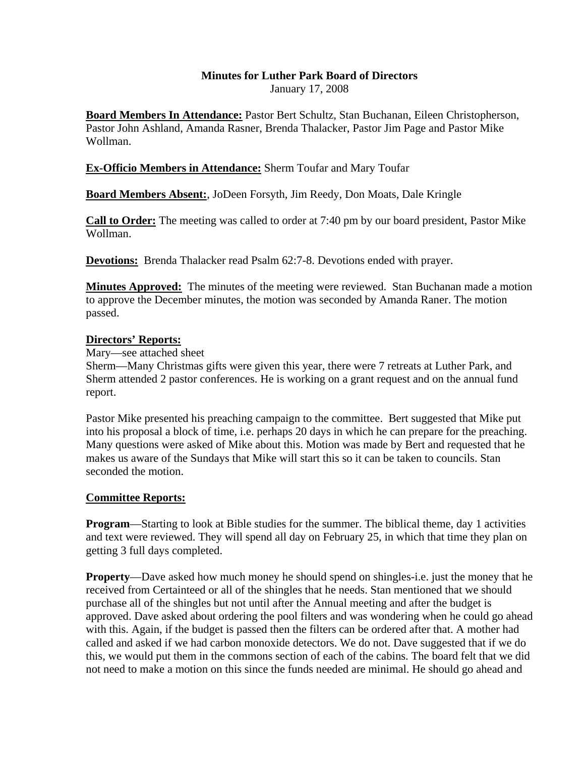**Minutes for Luther Park Board of Directors**
January 17, 2008

**Board Members In Attendance:** Pastor Bert Schultz, Stan Buchanan, Eileen Christopherson, Pastor John Ashland, Amanda Rasner, Brenda Thalacker, Pastor Jim Page and Pastor Mike Wollman.

**Ex-Officio Members in Attendance:** Sherm Toufar and Mary Toufar

**Board Members Absent:**, JoDeen Forsyth, Jim Reedy, Don Moats, Dale Kringle

**Call to Order:** The meeting was called to order at 7:40 pm by our board president, Pastor Mike Wollman.

**Devotions:** Brenda Thalacker read Psalm 62:7-8. Devotions ended with prayer.

**Minutes Approved:** The minutes of the meeting were reviewed. Stan Buchanan made a motion to approve the December minutes, the motion was seconded by Amanda Raner. The motion passed.

**Directors' Reports:**

Mary—see attached sheet

Sherm—Many Christmas gifts were given this year, there were 7 retreats at Luther Park, and Sherm attended 2 pastor conferences. He is working on a grant request and on the annual fund report.

Pastor Mike presented his preaching campaign to the committee. Bert suggested that Mike put into his proposal a block of time, i.e. perhaps 20 days in which he can prepare for the preaching. Many questions were asked of Mike about this. Motion was made by Bert and requested that he makes us aware of the Sundays that Mike will start this so it can be taken to councils. Stan seconded the motion.

**Committee Reports:**

**Program**—Starting to look at Bible studies for the summer. The biblical theme, day 1 activities and text were reviewed. They will spend all day on February 25, in which that time they plan on getting 3 full days completed.

**Property**—Dave asked how much money he should spend on shingles-i.e. just the money that he received from Certainteed or all of the shingles that he needs. Stan mentioned that we should purchase all of the shingles but not until after the Annual meeting and after the budget is approved. Dave asked about ordering the pool filters and was wondering when he could go ahead with this. Again, if the budget is passed then the filters can be ordered after that. A mother had called and asked if we had carbon monoxide detectors. We do not. Dave suggested that if we do this, we would put them in the commons section of each of the cabins. The board felt that we did not need to make a motion on this since the funds needed are minimal. He should go ahead and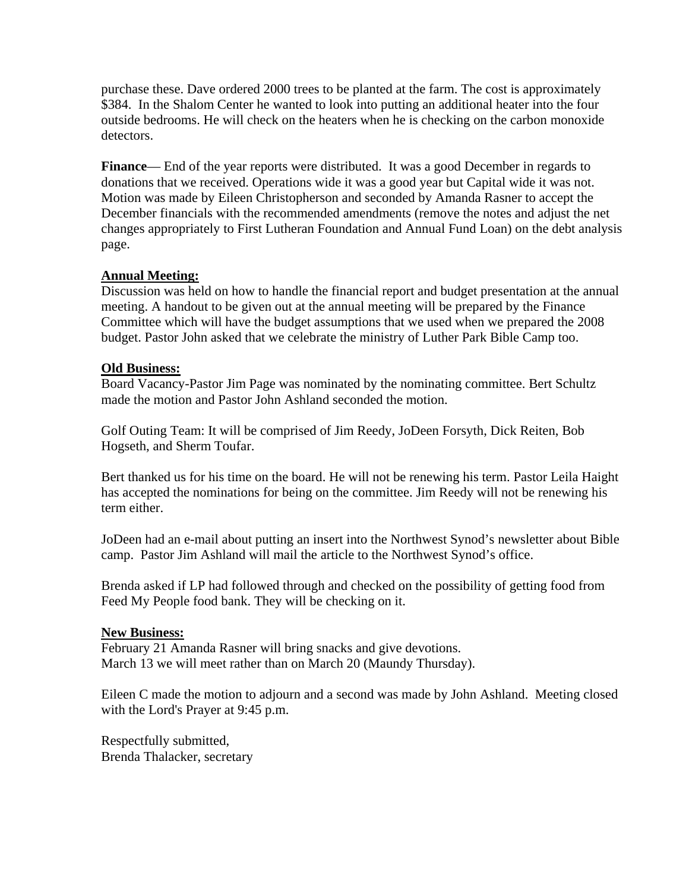purchase these. Dave ordered 2000 trees to be planted at the farm. The cost is approximately $384. In the Shalom Center he wanted to look into putting an additional heater into the four outside bedrooms. He will check on the heaters when he is checking on the carbon monoxide detectors.

**Finance**— End of the year reports were distributed. It was a good December in regards to donations that we received. Operations wide it was a good year but Capital wide it was not. Motion was made by Eileen Christopherson and seconded by Amanda Rasner to accept the December financials with the recommended amendments (remove the notes and adjust the net changes appropriately to First Lutheran Foundation and Annual Fund Loan) on the debt analysis page.

**Annual Meeting:**

Discussion was held on how to handle the financial report and budget presentation at the annual meeting. A handout to be given out at the annual meeting will be prepared by the Finance Committee which will have the budget assumptions that we used when we prepared the 2008 budget. Pastor John asked that we celebrate the ministry of Luther Park Bible Camp too.

**Old Business:**

Board Vacancy-Pastor Jim Page was nominated by the nominating committee. Bert Schultz made the motion and Pastor John Ashland seconded the motion.

Golf Outing Team: It will be comprised of Jim Reedy, JoDeen Forsyth, Dick Reiten, Bob Hogseth, and Sherm Toufar.

Bert thanked us for his time on the board. He will not be renewing his term. Pastor Leila Haight has accepted the nominations for being on the committee. Jim Reedy will not be renewing his term either.

JoDeen had an e-mail about putting an insert into the Northwest Synod's newsletter about Bible camp. Pastor Jim Ashland will mail the article to the Northwest Synod's office.

Brenda asked if LP had followed through and checked on the possibility of getting food from Feed My People food bank. They will be checking on it.

**New Business:**

February 21 Amanda Rasner will bring snacks and give devotions.
March 13 we will meet rather than on March 20 (Maundy Thursday).

Eileen C made the motion to adjourn and a second was made by John Ashland. Meeting closed with the Lord's Prayer at 9:45 p.m.

Respectfully submitted,
Brenda Thalacker, secretary